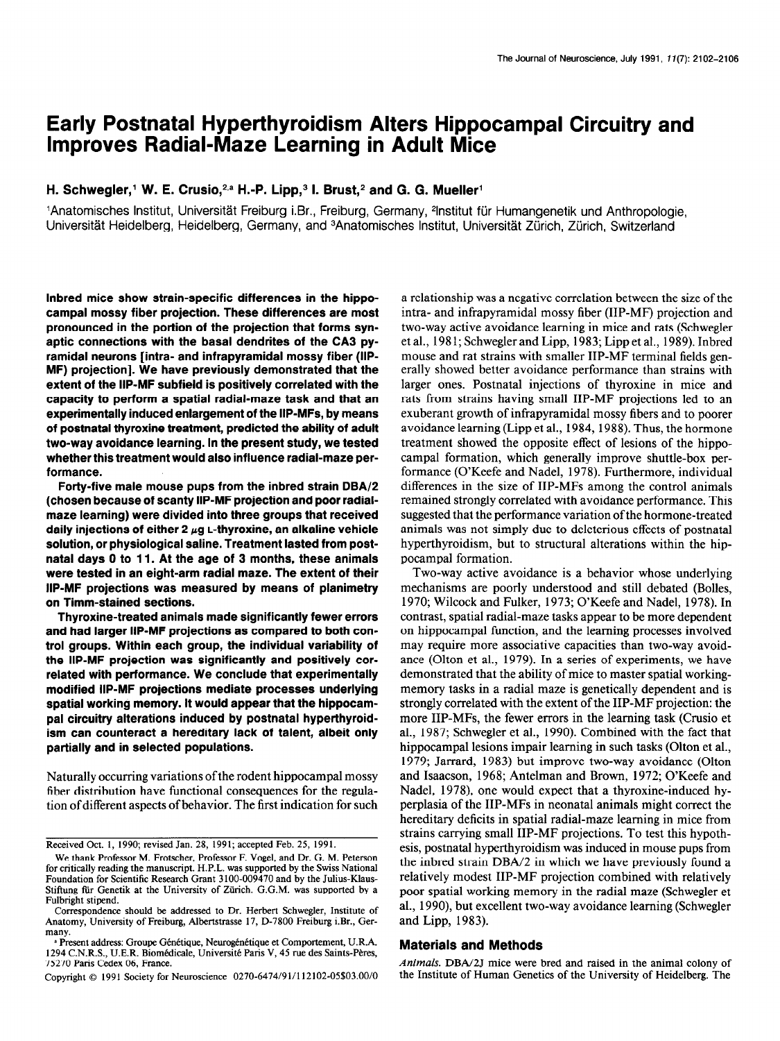# Early Postnatal Hyperthyroidism Alters Hippocampal Circuitry and Improves Radial-Maze Learning in Adult Mice

**H. Schwegler,[1] W. E. Crusio,[2,a] H.-P. Lipp,[3] I. Brust,[2] and G. G. Mueller[1]**

[1]Anatomisches Institut, Universität Freiburg i.Br., Freiburg, Germany, [2]Institut für Humangenetik und Anthropologie, Universität Heidelberg, Heidelberg, Germany, and [3]Anatomisches Institut, Universität Zürich, Zürich, Switzerland

**Inbred mice show strain-specific differences in the hippocampal mossy fiber projection. These differences are most pronounced in the portion of the projection that forms synaptic connections with the basal dendrites of the CA3 pyramidal neurons [intra- and infrapyramidal mossy fiber (IIP-MF) projection]. We have previously demonstrated that the extent of the IIP-MF subfield is positively correlated with the capacity to perform a spatial radial-maze task and that an experimentally induced enlargement of the IIP-MFs, by means of postnatal thyroxine treatment, predicted the ability of adult two-way avoidance learning. In the present study, we tested whether this treatment would also influence radial-maze performance.**

**Forty-five male mouse pups from the inbred strain DBA/2 (chosen because of scanty IIP-MF projection and poor radial-maze learning) were divided into three groups that received daily injections of either 2 μg L-thyroxine, an alkaline vehicle solution, or physiological saline. Treatment lasted from postnatal days 0 to 11. At the age of 3 months, these animals were tested in an eight-arm radial maze. The extent of their IIP-MF projections was measured by means of planimetry on Timm-stained sections.**

**Thyroxine-treated animals made significantly fewer errors and had larger IIP-MF projections as compared to both control groups. Within each group, the individual variability of the IIP-MF projection was significantly and positively correlated with performance. We conclude that experimentally modified IIP-MF projections mediate processes underlying spatial working memory. It would appear that the hippocampal circuitry alterations induced by postnatal hyperthyroidism can counteract a hereditary lack of talent, albeit only partially and in selected populations.**

Naturally occurring variations of the rodent hippocampal mossy fiber distribution have functional consequences for the regulation of different aspects of behavior. The first indication for such a relationship was a negative correlation between the size of the intra- and infrapyramidal mossy fiber (IIP-MF) projection and two-way active avoidance learning in mice and rats (Schwegler et al., 1981; Schwegler and Lipp, 1983; Lipp et al., 1989). Inbred mouse and rat strains with smaller IIP-MF terminal fields generally showed better avoidance performance than strains with larger ones. Postnatal injections of thyroxine in mice and rats from strains having small IIP-MF projections led to an exuberant growth of infrapyramidal mossy fibers and to poorer avoidance learning (Lipp et al., 1984, 1988). Thus, the hormone treatment showed the opposite effect of lesions of the hippocampal formation, which generally improve shuttle-box performance (O'Keefe and Nadel, 1978). Furthermore, individual differences in the size of IIP-MFs among the control animals remained strongly correlated with avoidance performance. This suggested that the performance variation of the hormone-treated animals was not simply due to deleterious effects of postnatal hyperthyroidism, but to structural alterations within the hippocampal formation.

Two-way active avoidance is a behavior whose underlying mechanisms are poorly understood and still debated (Bolles, 1970; Wilcock and Fulker, 1973; O'Keefe and Nadel, 1978). In contrast, spatial radial-maze tasks appear to be more dependent on hippocampal function, and the learning processes involved may require more associative capacities than two-way avoidance (Olton et al., 1979). In a series of experiments, we have demonstrated that the ability of mice to master spatial working-memory tasks in a radial maze is genetically dependent and is strongly correlated with the extent of the IIP-MF projection: the more IIP-MFs, the fewer errors in the learning task (Crusio et al., 1987; Schwegler et al., 1990). Combined with the fact that hippocampal lesions impair learning in such tasks (Olton et al., 1979; Jarrard, 1983) but improve two-way avoidance (Olton and Isaacson, 1968; Antelman and Brown, 1972; O'Keefe and Nadel, 1978), one would expect that a thyroxine-induced hyperplasia of the IIP-MFs in neonatal animals might correct the hereditary deficits in spatial radial-maze learning in mice from strains carrying small IIP-MF projections. To test this hypothesis, postnatal hyperthyroidism was induced in mouse pups from the inbred strain DBA/2 in which we have previously found a relatively modest IIP-MF projection combined with relatively poor spatial working memory in the radial maze (Schwegler et al., 1990), but excellent two-way avoidance learning (Schwegler and Lipp, 1983).

## Materials and Methods

*Animals.* DBA/2J mice were bred and raised in the animal colony of the Institute of Human Genetics of the University of Heidelberg. The

---

Received Oct. 1, 1990; revised Jan. 28, 1991; accepted Feb. 25, 1991.

We thank Professor M. Frotscher, Professor F. Vogel, and Dr. G. M. Peterson for critically reading the manuscript. H.P.L. was supported by the Swiss National Foundation for Scientific Research Grant 3100-009470 and by the Julius-Klaus-Stiftung für Genetik at the University of Zürich. G.G.M. was supported by a Fulbright stipend.

Correspondence should be addressed to Dr. Herbert Schwegler, Institute of Anatomy, University of Freiburg, Albertstrasse 17, D-7800 Freiburg i.Br., Germany.

[a] Present address: Groupe Génétique, Neurogénétique et Comportement, U.R.A. 1294 C.N.R.S., U.E.R. Biomédicale, Université Paris V, 45 rue des Saints-Pères, 75270 Paris Cedex 06, France.

Copyright © 1991 Society for Neuroscience 0270-6474/91/112102-05$03.00/0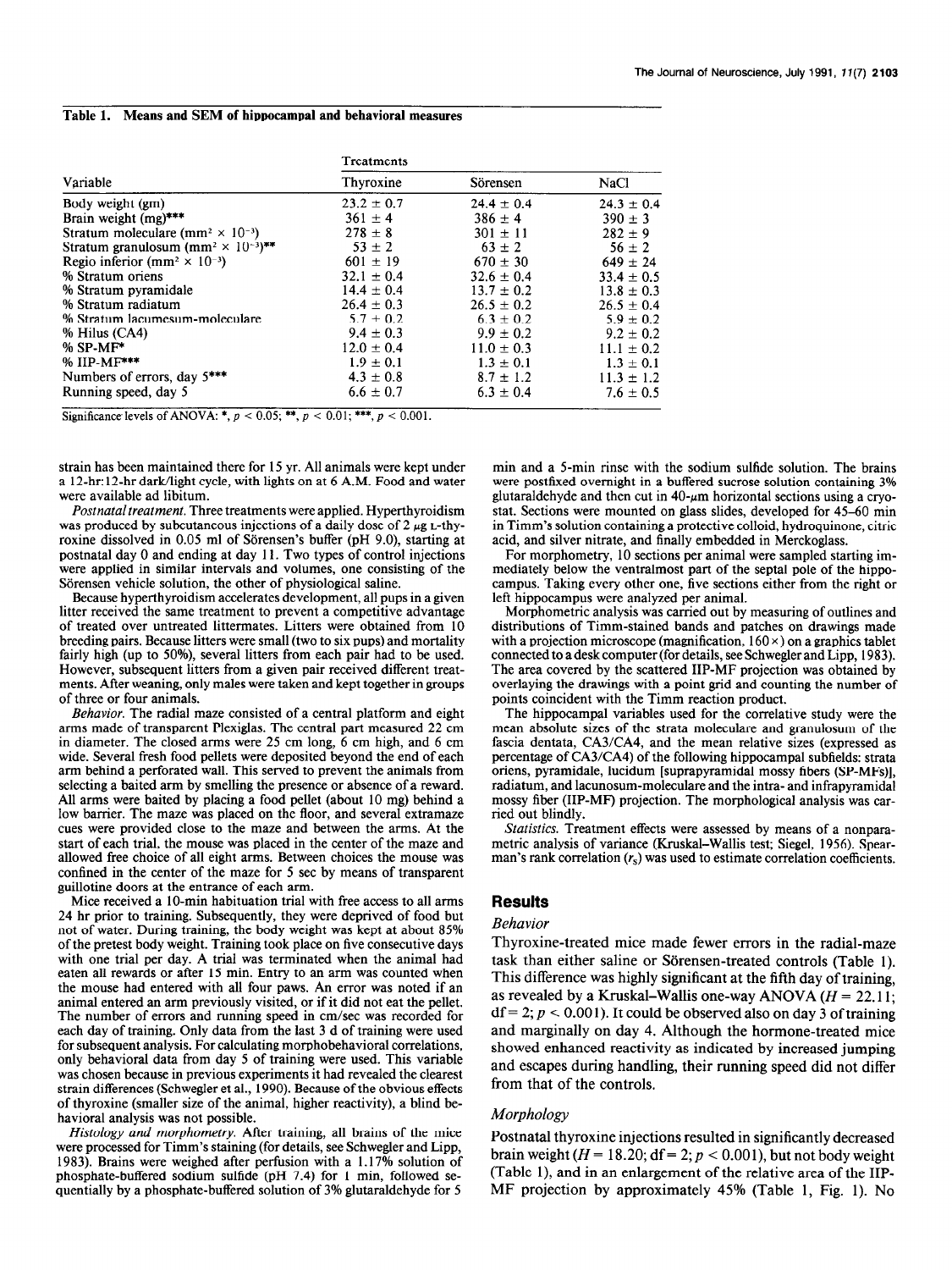**Table 1. Means and SEM of hippocampal and behavioral measures**

| Variable | Treatments | | |
|---|---|---|---|
| | Thyroxine | Sörensen | NaCl |
| Body weight (gm) | 23.2 ± 0.7 | 24.4 ± 0.4 | 24.3 ± 0.4 |
| Brain weight (mg)*** | 361 ± 4 | 386 ± 4 | 390 ± 3 |
| Stratum moleculare ($mm^2 \times 10^{-3}$) | 278 ± 8 | 301 ± 11 | 282 ± 9 |
| Stratum granulosum ($mm^2 \times 10^{-3}$)** | 53 ± 2 | 63 ± 2 | 56 ± 2 |
| Regio inferior ($mm^2 \times 10^{-3}$) | 601 ± 19 | 670 ± 30 | 649 ± 24 |
| % Stratum oriens | 32.1 ± 0.4 | 32.6 ± 0.4 | 33.4 ± 0.5 |
| % Stratum pyramidale | 14.4 ± 0.4 | 13.7 ± 0.2 | 13.8 ± 0.3 |
| % Stratum radiatum | 26.4 ± 0.3 | 26.5 ± 0.2 | 26.5 ± 0.4 |
| % Stratum lacunosum-moleculare | 5.7 ± 0.2 | 6.3 ± 0.2 | 5.9 ± 0.2 |
| % Hilus (CA4) | 9.4 ± 0.3 | 9.9 ± 0.2 | 9.2 ± 0.2 |
| % SP-MF* | 12.0 ± 0.4 | 11.0 ± 0.3 | 11.1 ± 0.2 |
| % IIP-MF*** | 1.9 ± 0.1 | 1.3 ± 0.1 | 1.3 ± 0.1 |
| Numbers of errors, day 5*** | 4.3 ± 0.8 | 8.7 ± 1.2 | 11.3 ± 1.2 |
| Running speed, day 5 | 6.6 ± 0.7 | 6.3 ± 0.4 | 7.6 ± 0.5 |

Significance levels of ANOVA: *, $p < 0.05$; **, $p < 0.01$; ***, $p < 0.001$.

strain has been maintained there for 15 yr. All animals were kept under a 12-hr:12-hr dark/light cycle, with lights on at 6 A.M. Food and water were available ad libitum.

*Postnatal treatment.* Three treatments were applied. Hyperthyroidism was produced by subcutaneous injections of a daily dose of 2 μg L-thyroxine dissolved in 0.05 ml of Sörensen's buffer (pH 9.0), starting at postnatal day 0 and ending at day 11. Two types of control injections were applied in similar intervals and volumes, one consisting of the Sörensen vehicle solution, the other of physiological saline.

Because hyperthyroidism accelerates development, all pups in a given litter received the same treatment to prevent a competitive advantage of treated over untreated littermates. Litters were obtained from 10 breeding pairs. Because litters were small (two to six pups) and mortality fairly high (up to 50%), several litters from each pair had to be used. However, subsequent litters from a given pair received different treatments. After weaning, only males were taken and kept together in groups of three or four animals.

*Behavior.* The radial maze consisted of a central platform and eight arms made of transparent Plexiglas. The central part measured 22 cm in diameter. The closed arms were 25 cm long, 6 cm high, and 6 cm wide. Several fresh food pellets were deposited beyond the end of each arm behind a perforated wall. This served to prevent the animals from selecting a baited arm by smelling the presence or absence of a reward. All arms were baited by placing a food pellet (about 10 mg) behind a low barrier. The maze was placed on the floor, and several extramaze cues were provided close to the maze and between the arms. At the start of each trial, the mouse was placed in the center of the maze and allowed free choice of all eight arms. Between choices the mouse was confined in the center of the maze for 5 sec by means of transparent guillotine doors at the entrance of each arm.

Mice received a 10-min habituation trial with free access to all arms 24 hr prior to training. Subsequently, they were deprived of food but not of water. During training, the body weight was kept at about 85% of the pretest body weight. Training took place on five consecutive days with one trial per day. A trial was terminated when the animal had eaten all rewards or after 15 min. Entry to an arm was counted when the mouse had entered with all four paws. An error was noted if an animal entered an arm previously visited, or if it did not eat the pellet. The number of errors and running speed in cm/sec was recorded for each day of training. Only data from the last 3 d of training were used for subsequent analysis. For calculating morphobehavioral correlations, only behavioral data from day 5 of training were used. This variable was chosen because in previous experiments it had revealed the clearest strain differences (Schwegler et al., 1990). Because of the obvious effects of thyroxine (smaller size of the animal, higher reactivity), a blind behavioral analysis was not possible.

*Histology and morphometry.* After training, all brains of the mice were processed for Timm's staining (for details, see Schwegler and Lipp, 1983). Brains were weighed after perfusion with a 1.17% solution of phosphate-buffered sodium sulfide (pH 7.4) for 1 min, followed sequentially by a phosphate-buffered solution of 3% glutaraldehyde for 5 min and a 5-min rinse with the sodium sulfide solution. The brains were postfixed overnight in a buffered sucrose solution containing 3% glutaraldehyde and then cut in 40-μm horizontal sections using a cryostat. Sections were mounted on glass slides, developed for 45–60 min in Timm's solution containing a protective colloid, hydroquinone, citric acid, and silver nitrate, and finally embedded in Merckoglass.

For morphometry, 10 sections per animal were sampled starting immediately below the ventralmost part of the septal pole of the hippocampus. Taking every other one, five sections either from the right or left hippocampus were analyzed per animal.

Morphometric analysis was carried out by measuring of outlines and distributions of Timm-stained bands and patches on drawings made with a projection microscope (magnification, 160×) on a graphics tablet connected to a desk computer (for details, see Schwegler and Lipp, 1983). The area covered by the scattered IIP-MF projection was obtained by overlaying the drawings with a point grid and counting the number of points coincident with the Timm reaction product.

The hippocampal variables used for the correlative study were the mean absolute sizes of the strata moleculare and granulosum of the fascia dentata, CA3/CA4, and the mean relative sizes (expressed as percentage of CA3/CA4) of the following hippocampal subfields: strata oriens, pyramidale, lucidum [suprapyramidal mossy fibers (SP-MFs)], radiatum, and lacunosum-moleculare and the intra- and infrapyramidal mossy fiber (IIP-MF) projection. The morphological analysis was carried out blindly.

*Statistics.* Treatment effects were assessed by means of a nonparametric analysis of variance (Kruskal–Wallis test; Siegel, 1956). Spearman's rank correlation ($r_S$) was used to estimate correlation coefficients.

## Results

### Behavior

Thyroxine-treated mice made fewer errors in the radial-maze task than either saline or Sörensen-treated controls (Table 1). This difference was highly significant at the fifth day of training, as revealed by a Kruskal–Wallis one-way ANOVA ($H = 22.11$; $df = 2$; $p < 0.001$). It could be observed also on day 3 of training and marginally on day 4. Although the hormone-treated mice showed enhanced reactivity as indicated by increased jumping and escapes during handling, their running speed did not differ from that of the controls.

### Morphology

Postnatal thyroxine injections resulted in significantly decreased brain weight ($H = 18.20$; $df = 2$; $p < 0.001$), but not body weight (Table 1), and in an enlargement of the relative area of the IIP-MF projection by approximately 45% (Table 1, Fig. 1). No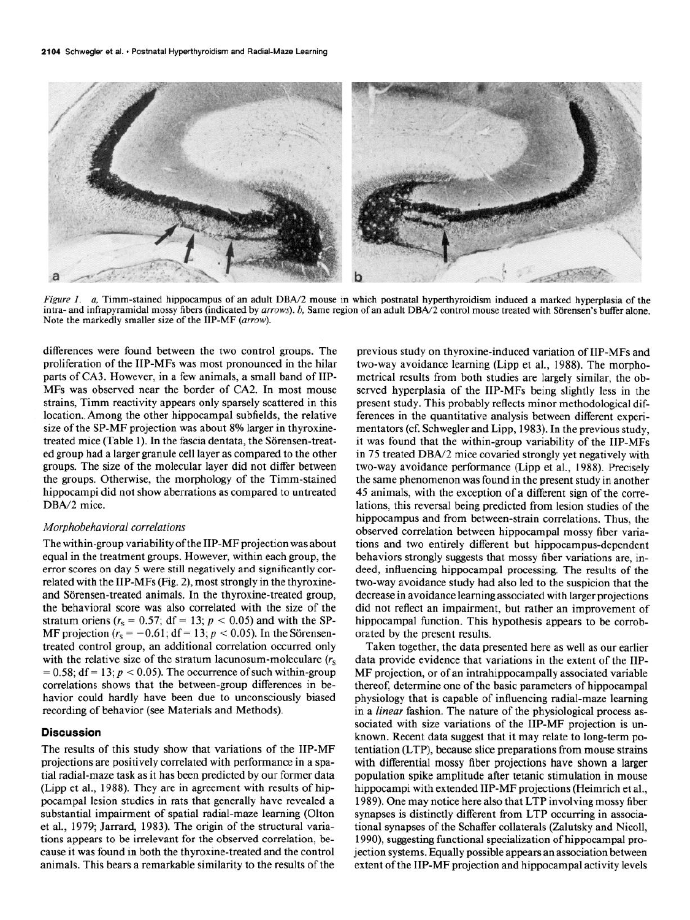*Figure 1.* a, Timm-stained hippocampus of an adult DBA/2 mouse in which postnatal hyperthyroidism induced a marked hyperplasia of the intra- and infrapyramidal mossy fibers (indicated by *arrows*). b, Same region of an adult DBA/2 control mouse treated with Sörensen's buffer alone. Note the markedly smaller size of the IIP-MF (*arrow*).

differences were found between the two control groups. The proliferation of the IIP-MFs was most pronounced in the hilar parts of CA3. However, in a few animals, a small band of IIP-MFs was observed near the border of CA2. In most mouse strains, Timm reactivity appears only sparsely scattered in this location. Among the other hippocampal subfields, the relative size of the SP-MF projection was about 8% larger in thyroxine-treated mice (Table 1). In the fascia dentata, the Sörensen-treated group had a larger granule cell layer as compared to the other groups. The size of the molecular layer did not differ between the groups. Otherwise, the morphology of the Timm-stained hippocampi did not show aberrations as compared to untreated DBA/2 mice.

### *Morphobehavioral correlations*

The within-group variability of the IIP-MF projection was about equal in the treatment groups. However, within each group, the error scores on day 5 were still negatively and significantly correlated with the IIP-MFs (Fig. 2), most strongly in the thyroxine- and Sörensen-treated animals. In the thyroxine-treated group, the behavioral score was also correlated with the size of the stratum oriens ($r_s = 0.57$; df = 13; $p < 0.05$) and with the SP-MF projection ($r_s = -0.61$; df = 13; $p < 0.05$). In the Sörensen-treated control group, an additional correlation occurred only with the relative size of the stratum lacunosum-moleculare ($r_s = 0.58$; df = 13; $p < 0.05$). The occurrence of such within-group correlations shows that the between-group differences in behavior could hardly have been due to unconsciously biased recording of behavior (see Materials and Methods).

## Discussion

The results of this study show that variations of the IIP-MF projections are positively correlated with performance in a spatial radial-maze task as it has been predicted by our former data (Lipp et al., 1988). They are in agreement with results of hippocampal lesion studies in rats that generally have revealed a substantial impairment of spatial radial-maze learning (Olton et al., 1979; Jarrard, 1983). The origin of the structural variations appears to be irrelevant for the observed correlation, because it was found in both the thyroxine-treated and the control animals. This bears a remarkable similarity to the results of the previous study on thyroxine-induced variation of IIP-MFs and two-way avoidance learning (Lipp et al., 1988). The morphometrical results from both studies are largely similar, the observed hyperplasia of the IIP-MFs being slightly less in the present study. This probably reflects minor methodological differences in the quantitative analysis between different experimentators (cf. Schwegler and Lipp, 1983). In the previous study, it was found that the within-group variability of the IIP-MFs in 75 treated DBA/2 mice covaried strongly yet negatively with two-way avoidance performance (Lipp et al., 1988). Precisely the same phenomenon was found in the present study in another 45 animals, with the exception of a different sign of the correlations, this reversal being predicted from lesion studies of the hippocampus and from between-strain correlations. Thus, the observed correlation between hippocampal mossy fiber variations and two entirely different but hippocampus-dependent behaviors strongly suggests that mossy fiber variations are, indeed, influencing hippocampal processing. The results of the two-way avoidance study had also led to the suspicion that the decrease in avoidance learning associated with larger projections did not reflect an impairment, but rather an improvement of hippocampal function. This hypothesis appears to be corroborated by the present results.

Taken together, the data presented here as well as our earlier data provide evidence that variations in the extent of the IIP-MF projection, or of an intrahippocampally associated variable thereof, determine one of the basic parameters of hippocampal physiology that is capable of influencing radial-maze learning in a *linear* fashion. The nature of the physiological process associated with size variations of the IIP-MF projection is unknown. Recent data suggest that it may relate to long-term potentiation (LTP), because slice preparations from mouse strains with differential mossy fiber projections have shown a larger population spike amplitude after tetanic stimulation in mouse hippocampi with extended IIP-MF projections (Heimrich et al., 1989). One may notice here also that LTP involving mossy fiber synapses is distinctly different from LTP occurring in associational synapses of the Schaffer collaterals (Zalutsky and Nicoll, 1990), suggesting functional specialization of hippocampal projection systems. Equally possible appears an association between extent of the IIP-MF projection and hippocampal activity levels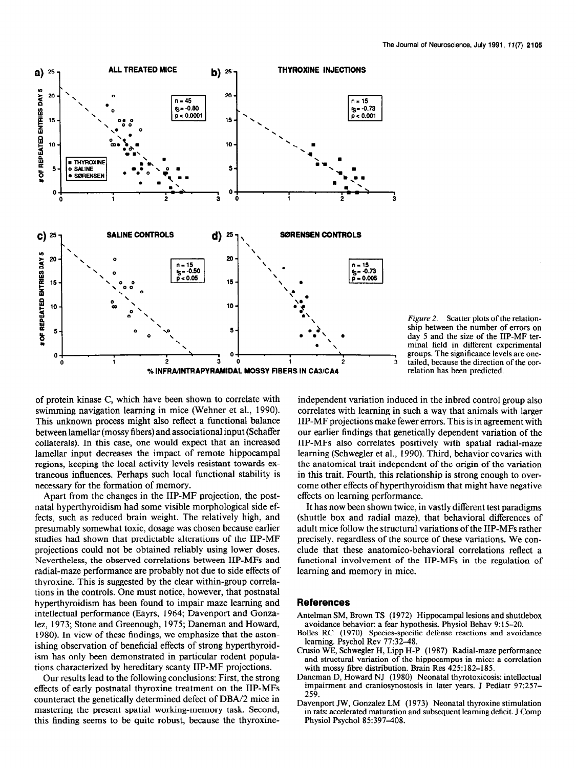*Figure 2.* Scatter plots of the relationship between the number of errors on day 5 and the size of the IIP-MF terminal field in different experimental groups. The significance levels are one-tailed, because the direction of the correlation has been predicted.

of protein kinase C, which have been shown to correlate with swimming navigation learning in mice (Wehner et al., 1990). This unknown process might also reflect a functional balance between lamellar (mossy fibers) and associational input (Schaffer collaterals). In this case, one would expect that an increased lamellar input decreases the impact of remote hippocampal regions, keeping the local activity levels resistant towards extraneous influences. Perhaps such local functional stability is necessary for the formation of memory.

Apart from the changes in the IIP-MF projection, the postnatal hyperthyroidism had some visible morphological side effects, such as reduced brain weight. The relatively high, and presumably somewhat toxic, dosage was chosen because earlier studies had shown that predictable alterations of the IIP-MF projections could not be obtained reliably using lower doses. Nevertheless, the observed correlations between IIP-MFs and radial-maze performance are probably not due to side effects of thyroxine. This is suggested by the clear within-group correlations in the controls. One must notice, however, that postnatal hyperthyroidism has been found to impair maze learning and intellectual performance (Eayrs, 1964; Davenport and Gonzalez, 1973; Stone and Greenough, 1975; Daneman and Howard, 1980). In view of these findings, we emphasize that the astonishing observation of beneficial effects of strong hyperthyroidism has only been demonstrated in particular rodent populations characterized by hereditary scanty IIP-MF projections.

Our results lead to the following conclusions: First, the strong effects of early postnatal thyroxine treatment on the IIP-MFs counteract the genetically determined defect of DBA/2 mice in mastering the present spatial working-memory task. Second, this finding seems to be quite robust, because the thyroxine-independent variation induced in the inbred control group also correlates with learning in such a way that animals with larger IIP-MF projections make fewer errors. This is in agreement with our earlier findings that genetically dependent variation of the IIP-MFs also correlates positively with spatial radial-maze learning (Schwegler et al., 1990). Third, behavior covaries with the anatomical trait independent of the origin of the variation in this trait. Fourth, this relationship is strong enough to overcome other effects of hyperthyroidism that might have negative effects on learning performance.

It has now been shown twice, in vastly different test paradigms (shuttle box and radial maze), that behavioral differences of adult mice follow the structural variations of the IIP-MFs rather precisely, regardless of the source of these variations. We conclude that these anatomico-behavioral correlations reflect a functional involvement of the IIP-MFs in the regulation of learning and memory in mice.

## References

Antelman SM, Brown TS (1972) Hippocampal lesions and shuttlebox avoidance behavior: a fear hypothesis. Physiol Behav 9:15–20.

Bolles RC (1970) Species-specific defense reactions and avoidance learning. Psychol Rev 77:32–48.

Crusio WE, Schwegler H, Lipp H-P (1987) Radial-maze performance and structural variation of the hippocampus in mice: a correlation with mossy fibre distribution. Brain Res 425:182–185.

Daneman D, Howard NJ (1980) Neonatal thyrotoxicosis: intellectual impairment and craniosynostosis in later years. J Pediatr 97:257–259.

Davenport JW, Gonzalez LM (1973) Neonatal thyroxine stimulation in rats: accelerated maturation and subsequent learning deficit. J Comp Physiol Psychol 85:397–408.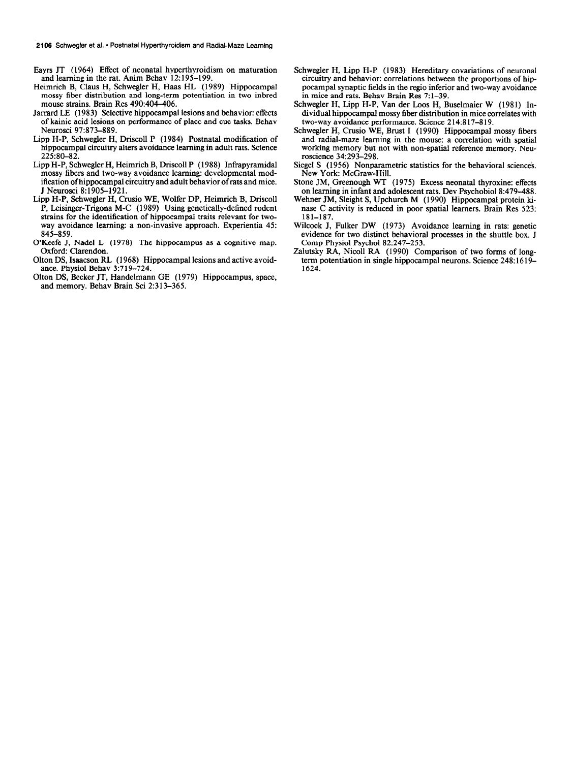Eayrs JT (1964) Effect of neonatal hyperthyroidism on maturation and learning in the rat. Anim Behav 12:195–199.

Heimrich B, Claus H, Schwegler H, Haas HL (1989) Hippocampal mossy fiber distribution and long-term potentiation in two inbred mouse strains. Brain Res 490:404–406.

Jarrard LE (1983) Selective hippocampal lesions and behavior: effects of kainic acid lesions on performance of place and cue tasks. Behav Neurosci 97:873–889.

Lipp H-P, Schwegler H, Driscoll P (1984) Postnatal modification of hippocampal circuitry alters avoidance learning in adult rats. Science 225:80–82.

Lipp H-P, Schwegler H, Heimrich B, Driscoll P (1988) Infrapyramidal mossy fibers and two-way avoidance learning: developmental modification of hippocampal circuitry and adult behavior of rats and mice. J Neurosci 8:1905–1921.

Lipp H-P, Schwegler H, Crusio WE, Wolfer DP, Heimrich B, Driscoll P, Leisinger-Trigona M-C (1989) Using genetically-defined rodent strains for the identification of hippocampal traits relevant for two-way avoidance learning: a non-invasive approach. Experientia 45: 845–859.

O'Keefe J, Nadel L (1978) The hippocampus as a cognitive map. Oxford: Clarendon.

Olton DS, Isaacson RL (1968) Hippocampal lesions and active avoidance. Physiol Behav 3:719–724.

Olton DS, Becker JT, Handelmann GE (1979) Hippocampus, space, and memory. Behav Brain Sci 2:313–365.

Schwegler H, Lipp H-P (1983) Hereditary covariations of neuronal circuitry and behavior: correlations between the proportions of hippocampal synaptic fields in the regio inferior and two-way avoidance in mice and rats. Behav Brain Res 7:1–39.

Schwegler H, Lipp H-P, Van der Loos H, Buselmaier W (1981) Individual hippocampal mossy fiber distribution in mice correlates with two-way avoidance performance. Science 214:817–819.

Schwegler H, Crusio WE, Brust I (1990) Hippocampal mossy fibers and radial-maze learning in the mouse: a correlation with spatial working memory but not with non-spatial reference memory. Neuroscience 34:293–298.

Siegel S (1956) Nonparametric statistics for the behavioral sciences. New York: McGraw-Hill.

Stone JM, Greenough WT (1975) Excess neonatal thyroxine: effects on learning in infant and adolescent rats. Dev Psychobiol 8:479–488.

Wehner JM, Sleight S, Upchurch M (1990) Hippocampal protein kinase C activity is reduced in poor spatial learners. Brain Res 523: 181–187.

Wilcock J, Fulker DW (1973) Avoidance learning in rats: genetic evidence for two distinct behavioral processes in the shuttle box. J Comp Physiol Psychol 82:247–253.

Zalutsky RA, Nicoll RA (1990) Comparison of two forms of long-term potentiation in single hippocampal neurons. Science 248:1619–1624.